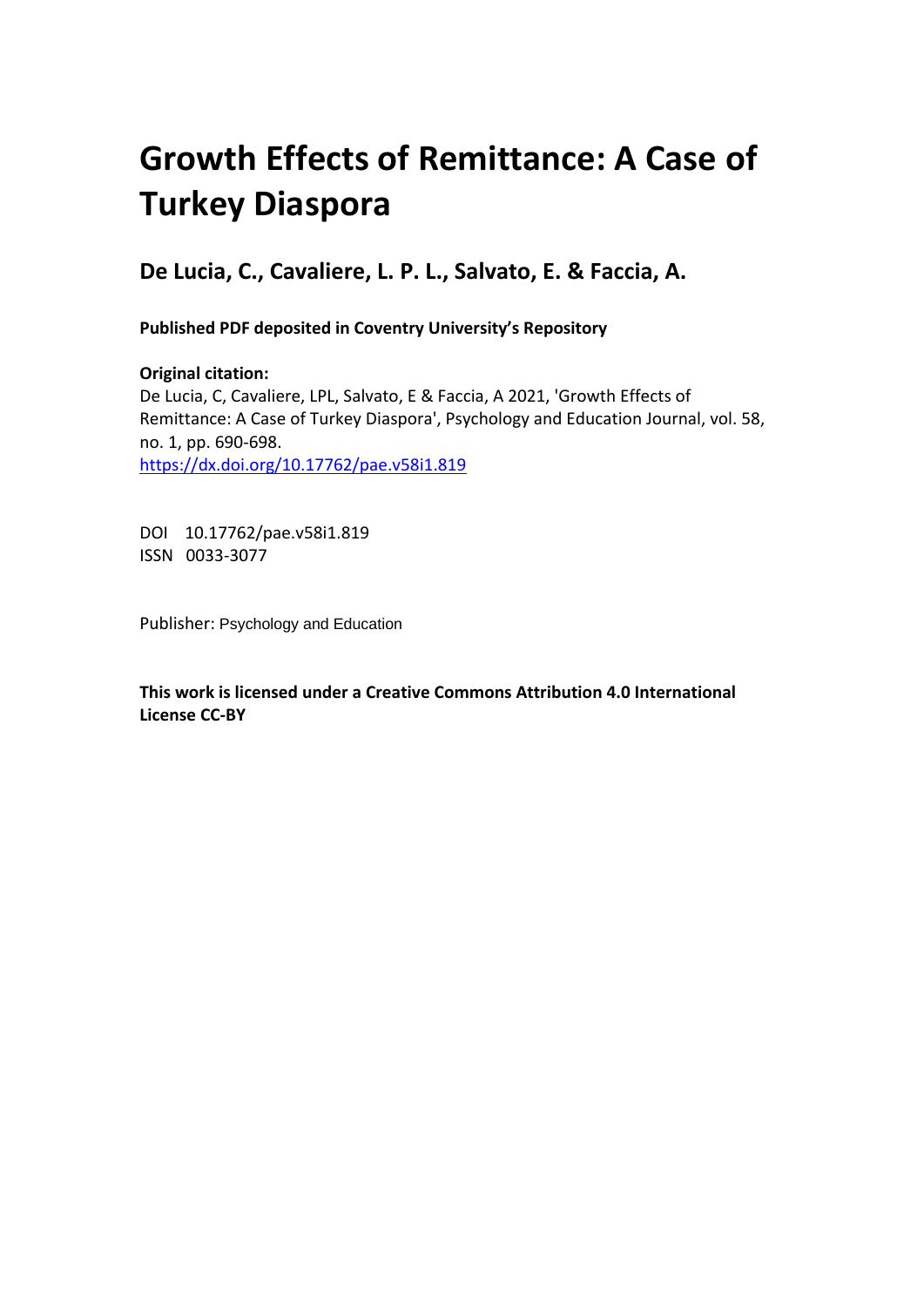# Growth Effects of Remittance: A Case of Turkey Diaspora

## De Lucia, C., Cavaliere, L. P. L., Salvato, E. & Faccia, A.

**Published PDF deposited in Coventry University's Repository**

**Original citation:**
De Lucia, C, Cavaliere, LPL, Salvato, E & Faccia, A 2021, 'Growth Effects of Remittance: A Case of Turkey Diaspora', Psychology and Education Journal, vol. 58, no. 1, pp. 690-698.
https://dx.doi.org/10.17762/pae.v58i1.819

DOI 10.17762/pae.v58i1.819
ISSN 0033-3077

Publisher: Psychology and Education

**This work is licensed under a Creative Commons Attribution 4.0 International License CC-BY**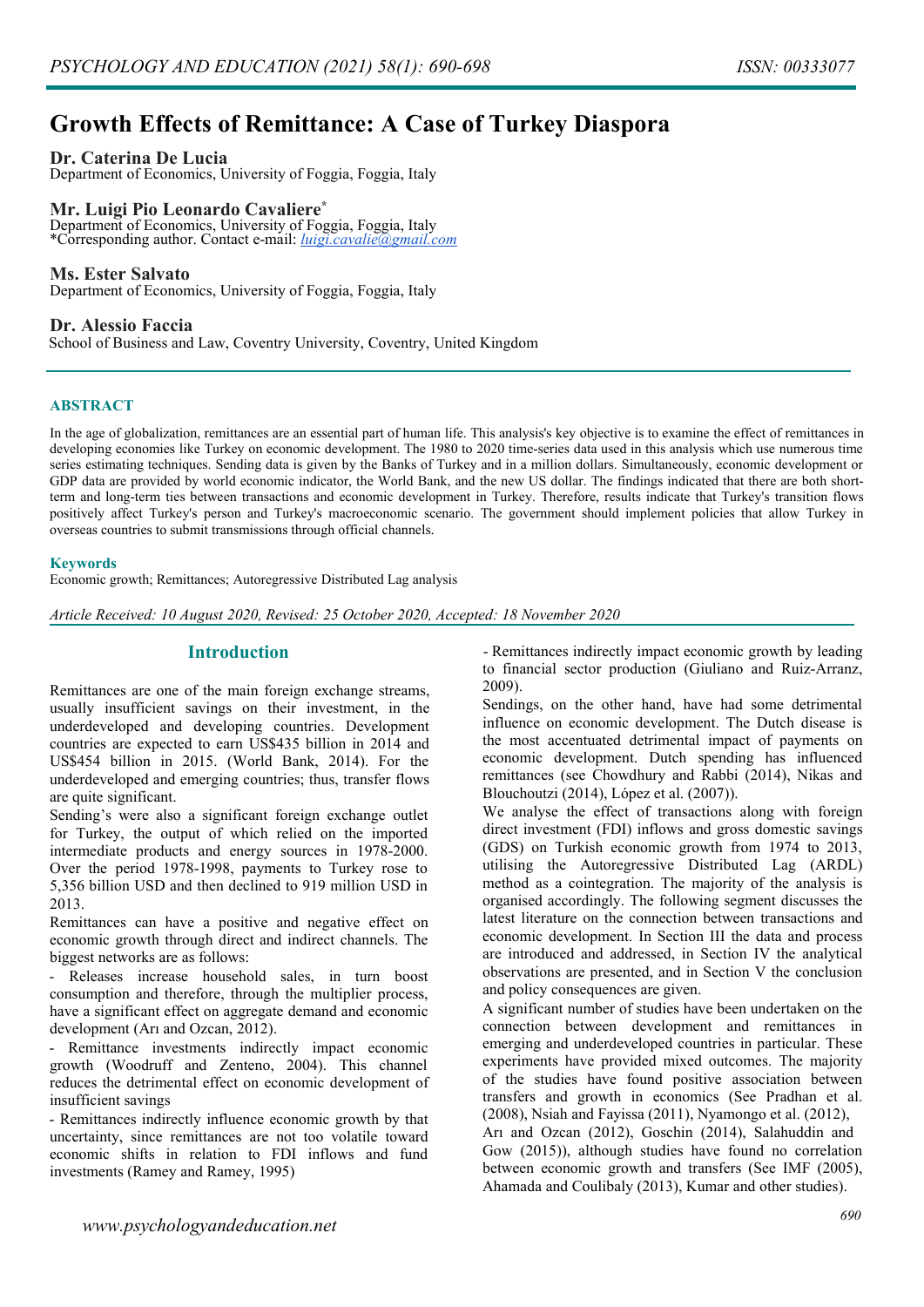# Growth Effects of Remittance: A Case of Turkey Diaspora

**Dr. Caterina De Lucia**
Department of Economics, University of Foggia, Foggia, Italy

**Mr. Luigi Pio Leonardo Cavaliere***
Department of Economics, University of Foggia, Foggia, Italy
*Corresponding author. Contact e-mail: *luigi.cavalie@gmail.com*

**Ms. Ester Salvato**
Department of Economics, University of Foggia, Foggia, Italy

**Dr. Alessio Faccia**
School of Business and Law, Coventry University, Coventry, United Kingdom

## ABSTRACT

In the age of globalization, remittances are an essential part of human life. This analysis's key objective is to examine the effect of remittances in developing economies like Turkey on economic development. The 1980 to 2020 time-series data used in this analysis which use numerous time series estimating techniques. Sending data is given by the Banks of Turkey and in a million dollars. Simultaneously, economic development or GDP data are provided by world economic indicator, the World Bank, and the new US dollar. The findings indicated that there are both short-term and long-term ties between transactions and economic development in Turkey. Therefore, results indicate that Turkey's transition flows positively affect Turkey's person and Turkey's macroeconomic scenario. The government should implement policies that allow Turkey in overseas countries to submit transmissions through official channels.

### Keywords

Economic growth; Remittances; Autoregressive Distributed Lag analysis

*Article Received: 10 August 2020, Revised: 25 October 2020, Accepted: 18 November 2020*

## Introduction

Remittances are one of the main foreign exchange streams, usually insufficient savings on their investment, in the underdeveloped and developing countries. Development countries are expected to earn US$435 billion in 2014 and US$454 billion in 2015. (World Bank, 2014). For the underdeveloped and emerging countries; thus, transfer flows are quite significant.

Sending's were also a significant foreign exchange outlet for Turkey, the output of which relied on the imported intermediate products and energy sources in 1978-2000. Over the period 1978-1998, payments to Turkey rose to 5,356 billion USD and then declined to 919 million USD in 2013.

Remittances can have a positive and negative effect on economic growth through direct and indirect channels. The biggest networks are as follows:

- Releases increase household sales, in turn boost consumption and therefore, through the multiplier process, have a significant effect on aggregate demand and economic development (Arı and Ozcan, 2012).
- Remittance investments indirectly impact economic growth (Woodruff and Zenteno, 2004). This channel reduces the detrimental effect on economic development of insufficient savings
- Remittances indirectly influence economic growth by that uncertainty, since remittances are not too volatile toward economic shifts in relation to FDI inflows and fund investments (Ramey and Ramey, 1995)
- Remittances indirectly impact economic growth by leading to financial sector production (Giuliano and Ruiz-Arranz, 2009).

Sendings, on the other hand, have had some detrimental influence on economic development. The Dutch disease is the most accentuated detrimental impact of payments on economic development. Dutch spending has influenced remittances (see Chowdhury and Rabbi (2014), Nikas and Blouchoutzi (2014), López et al. (2007)).

We analyse the effect of transactions along with foreign direct investment (FDI) inflows and gross domestic savings (GDS) on Turkish economic growth from 1974 to 2013, utilising the Autoregressive Distributed Lag (ARDL) method as a cointegration. The majority of the analysis is organised accordingly. The following segment discusses the latest literature on the connection between transactions and economic development. In Section III the data and process are introduced and addressed, in Section IV the analytical observations are presented, and in Section V the conclusion and policy consequences are given.

A significant number of studies have been undertaken on the connection between development and remittances in emerging and underdeveloped countries in particular. These experiments have provided mixed outcomes. The majority of the studies have found positive association between transfers and growth in economics (See Pradhan et al. (2008), Nsiah and Fayissa (2011), Nyamongo et al. (2012), Arı and Ozcan (2012), Goschin (2014), Salahuddin and Gow (2015)), although studies have found no correlation between economic growth and transfers (See IMF (2005), Ahamada and Coulibaly (2013), Kumar and other studies).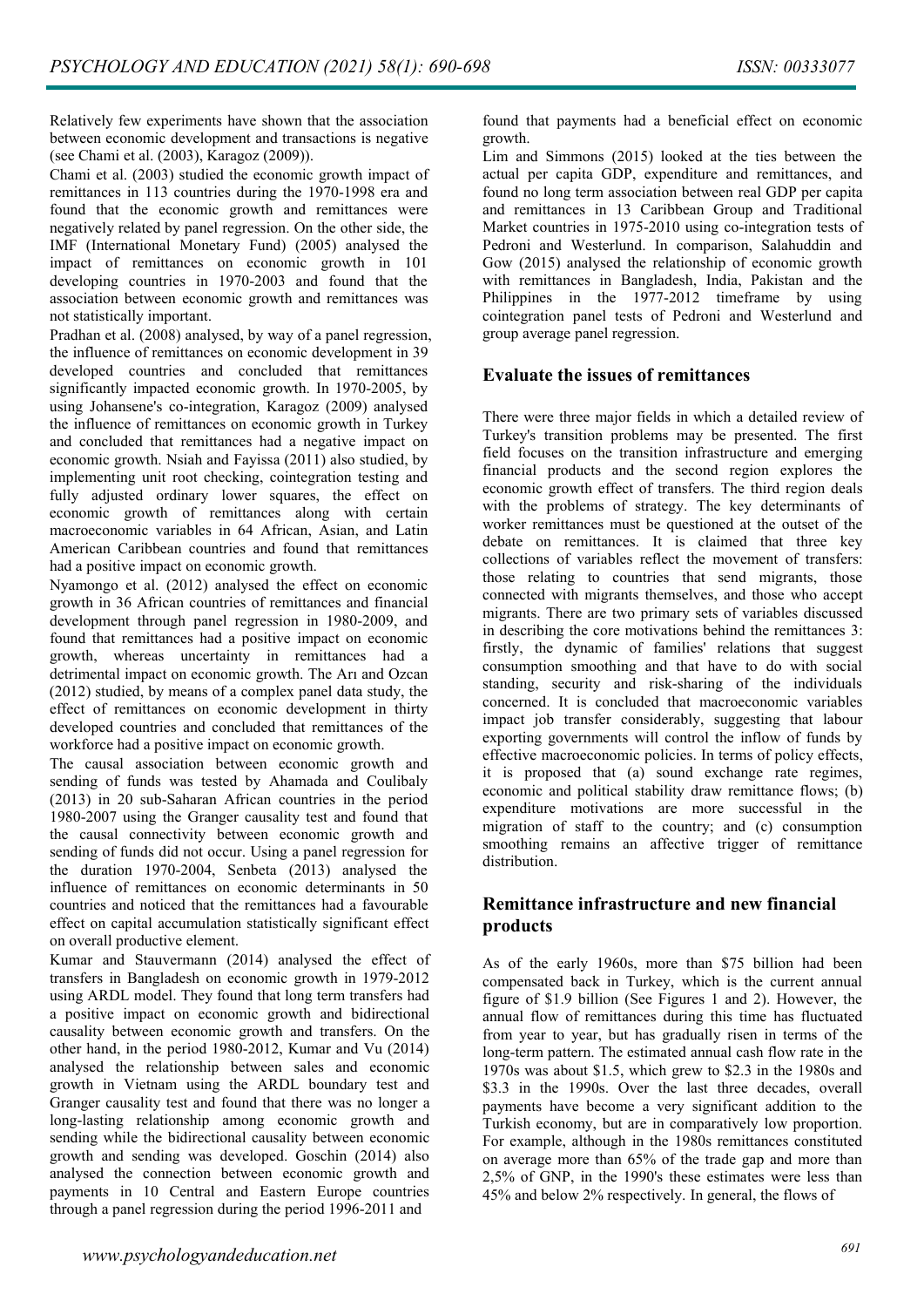Relatively few experiments have shown that the association between economic development and transactions is negative (see Chami et al. (2003), Karagoz (2009)).

Chami et al. (2003) studied the economic growth impact of remittances in 113 countries during the 1970-1998 era and found that the economic growth and remittances were negatively related by panel regression. On the other side, the IMF (International Monetary Fund) (2005) analysed the impact of remittances on economic growth in 101 developing countries in 1970-2003 and found that the association between economic growth and remittances was not statistically important.

Pradhan et al. (2008) analysed, by way of a panel regression, the influence of remittances on economic development in 39 developed countries and concluded that remittances significantly impacted economic growth. In 1970-2005, by using Johansene's co-integration, Karagoz (2009) analysed the influence of remittances on economic growth in Turkey and concluded that remittances had a negative impact on economic growth. Nsiah and Fayissa (2011) also studied, by implementing unit root checking, cointegration testing and fully adjusted ordinary lower squares, the effect on economic growth of remittances along with certain macroeconomic variables in 64 African, Asian, and Latin American Caribbean countries and found that remittances had a positive impact on economic growth.

Nyamongo et al. (2012) analysed the effect on economic growth in 36 African countries of remittances and financial development through panel regression in 1980-2009, and found that remittances had a positive impact on economic growth, whereas uncertainty in remittances had a detrimental impact on economic growth. The Arı and Ozcan (2012) studied, by means of a complex panel data study, the effect of remittances on economic development in thirty developed countries and concluded that remittances of the workforce had a positive impact on economic growth.

The causal association between economic growth and sending of funds was tested by Ahamada and Coulibaly (2013) in 20 sub-Saharan African countries in the period 1980-2007 using the Granger causality test and found that the causal connectivity between economic growth and sending of funds did not occur. Using a panel regression for the duration 1970-2004, Senbeta (2013) analysed the influence of remittances on economic determinants in 50 countries and noticed that the remittances had a favourable effect on capital accumulation statistically significant effect on overall productive element.

Kumar and Stauvermann (2014) analysed the effect of transfers in Bangladesh on economic growth in 1979-2012 using ARDL model. They found that long term transfers had a positive impact on economic growth and bidirectional causality between economic growth and transfers. On the other hand, in the period 1980-2012, Kumar and Vu (2014) analysed the relationship between sales and economic growth in Vietnam using the ARDL boundary test and Granger causality test and found that there was no longer a long-lasting relationship among economic growth and sending while the bidirectional causality between economic growth and sending was developed. Goschin (2014) also analysed the connection between economic growth and payments in 10 Central and Eastern Europe countries through a panel regression during the period 1996-2011 and found that payments had a beneficial effect on economic growth.

Lim and Simmons (2015) looked at the ties between the actual per capita GDP, expenditure and remittances, and found no long term association between real GDP per capita and remittances in 13 Caribbean Group and Traditional Market countries in 1975-2010 using co-integration tests of Pedroni and Westerlund. In comparison, Salahuddin and Gow (2015) analysed the relationship of economic growth with remittances in Bangladesh, India, Pakistan and the Philippines in the 1977-2012 timeframe by using cointegration panel tests of Pedroni and Westerlund and group average panel regression.

## Evaluate the issues of remittances

There were three major fields in which a detailed review of Turkey's transition problems may be presented. The first field focuses on the transition infrastructure and emerging financial products and the second region explores the economic growth effect of transfers. The third region deals with the problems of strategy. The key determinants of worker remittances must be questioned at the outset of the debate on remittances. It is claimed that three key collections of variables reflect the movement of transfers: those relating to countries that send migrants, those connected with migrants themselves, and those who accept migrants. There are two primary sets of variables discussed in describing the core motivations behind the remittances 3: firstly, the dynamic of families' relations that suggest consumption smoothing and that have to do with social standing, security and risk-sharing of the individuals concerned. It is concluded that macroeconomic variables impact job transfer considerably, suggesting that labour exporting governments will control the inflow of funds by effective macroeconomic policies. In terms of policy effects, it is proposed that (a) sound exchange rate regimes, economic and political stability draw remittance flows; (b) expenditure motivations are more successful in the migration of staff to the country; and (c) consumption smoothing remains an affective trigger of remittance distribution.

## Remittance infrastructure and new financial products

As of the early 1960s, more than \$75 billion had been compensated back in Turkey, which is the current annual figure of \$1.9 billion (See Figures 1 and 2). However, the annual flow of remittances during this time has fluctuated from year to year, but has gradually risen in terms of the long-term pattern. The estimated annual cash flow rate in the 1970s was about \$1.5, which grew to \$2.3 in the 1980s and \$3.3 in the 1990s. Over the last three decades, overall payments have become a very significant addition to the Turkish economy, but are in comparatively low proportion. For example, although in the 1980s remittances constituted on average more than 65% of the trade gap and more than 2,5% of GNP, in the 1990's these estimates were less than 45% and below 2% respectively. In general, the flows of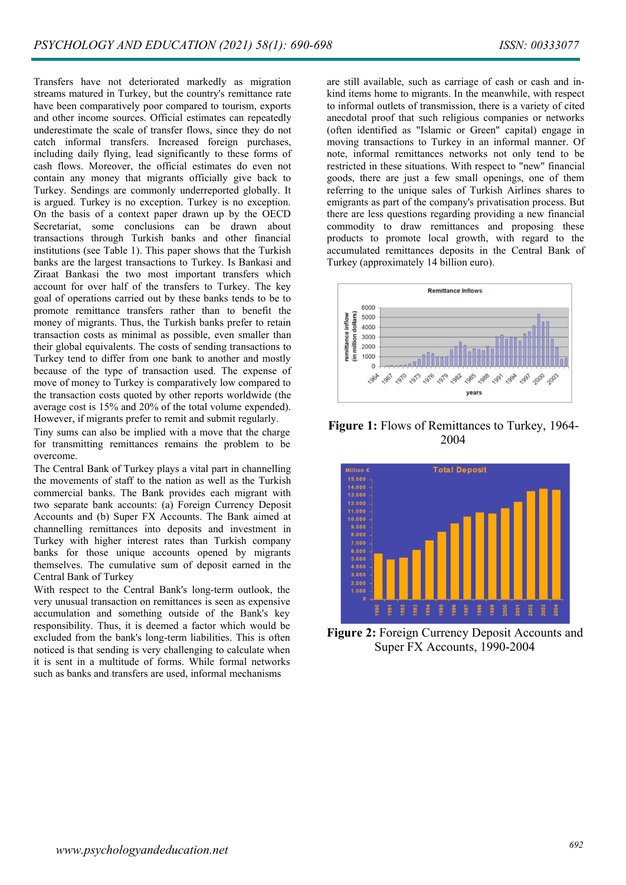Transfers have not deteriorated markedly as migration streams matured in Turkey, but the country's remittance rate have been comparatively poor compared to tourism, exports and other income sources. Official estimates can repeatedly underestimate the scale of transfer flows, since they do not catch informal transfers. Increased foreign purchases, including daily flying, lead significantly to these forms of cash flows. Moreover, the official estimates do even not contain any money that migrants officially give back to Turkey. Sendings are commonly underreported globally. It is argued. Turkey is no exception. Turkey is no exception. On the basis of a context paper drawn up by the OECD Secretariat, some conclusions can be drawn about transactions through Turkish banks and other financial institutions (see Table 1). This paper shows that the Turkish banks are the largest transactions to Turkey. Is Bankasi and Ziraat Bankasi the two most important transfers which account for over half of the transfers to Turkey. The key goal of operations carried out by these banks tends to be to promote remittance transfers rather than to benefit the money of migrants. Thus, the Turkish banks prefer to retain transaction costs as minimal as possible, even smaller than their global equivalents. The costs of sending transactions to Turkey tend to differ from one bank to another and mostly because of the type of transaction used. The expense of move of money to Turkey is comparatively low compared to the transaction costs quoted by other reports worldwide (the average cost is 15% and 20% of the total volume expended). However, if migrants prefer to remit and submit regularly.

Tiny sums can also be implied with a move that the charge for transmitting remittances remains the problem to be overcome.

The Central Bank of Turkey plays a vital part in channelling the movements of staff to the nation as well as the Turkish commercial banks. The Bank provides each migrant with two separate bank accounts: (a) Foreign Currency Deposit Accounts and (b) Super FX Accounts. The Bank aimed at channelling remittances into deposits and investment in Turkey with higher interest rates than Turkish company banks for those unique accounts opened by migrants themselves. The cumulative sum of deposit earned in the Central Bank of Turkey

With respect to the Central Bank's long-term outlook, the very unusual transaction on remittances is seen as expensive accumulation and something outside of the Bank's key responsibility. Thus, it is deemed a factor which would be excluded from the bank's long-term liabilities. This is often noticed is that sending is very challenging to calculate when it is sent in a multitude of forms. While formal networks such as banks and transfers are used, informal mechanisms are still available, such as carriage of cash or cash and in-kind items home to migrants. In the meanwhile, with respect to informal outlets of transmission, there is a variety of cited anecdotal proof that such religious companies or networks (often identified as "Islamic or Green" capital) engage in moving transactions to Turkey in an informal manner. Of note, informal remittances networks not only tend to be restricted in these situations. With respect to "new" financial goods, there are just a few small openings, one of them referring to the unique sales of Turkish Airlines shares to emigrants as part of the company's privatisation process. But there are less questions regarding providing a new financial commodity to draw remittances and proposing these products to promote local growth, with regard to the accumulated remittances deposits in the Central Bank of Turkey (approximately 14 billion euro).

**Figure 1:** Flows of Remittances to Turkey, 1964-2004

**Figure 2:** Foreign Currency Deposit Accounts and Super FX Accounts, 1990-2004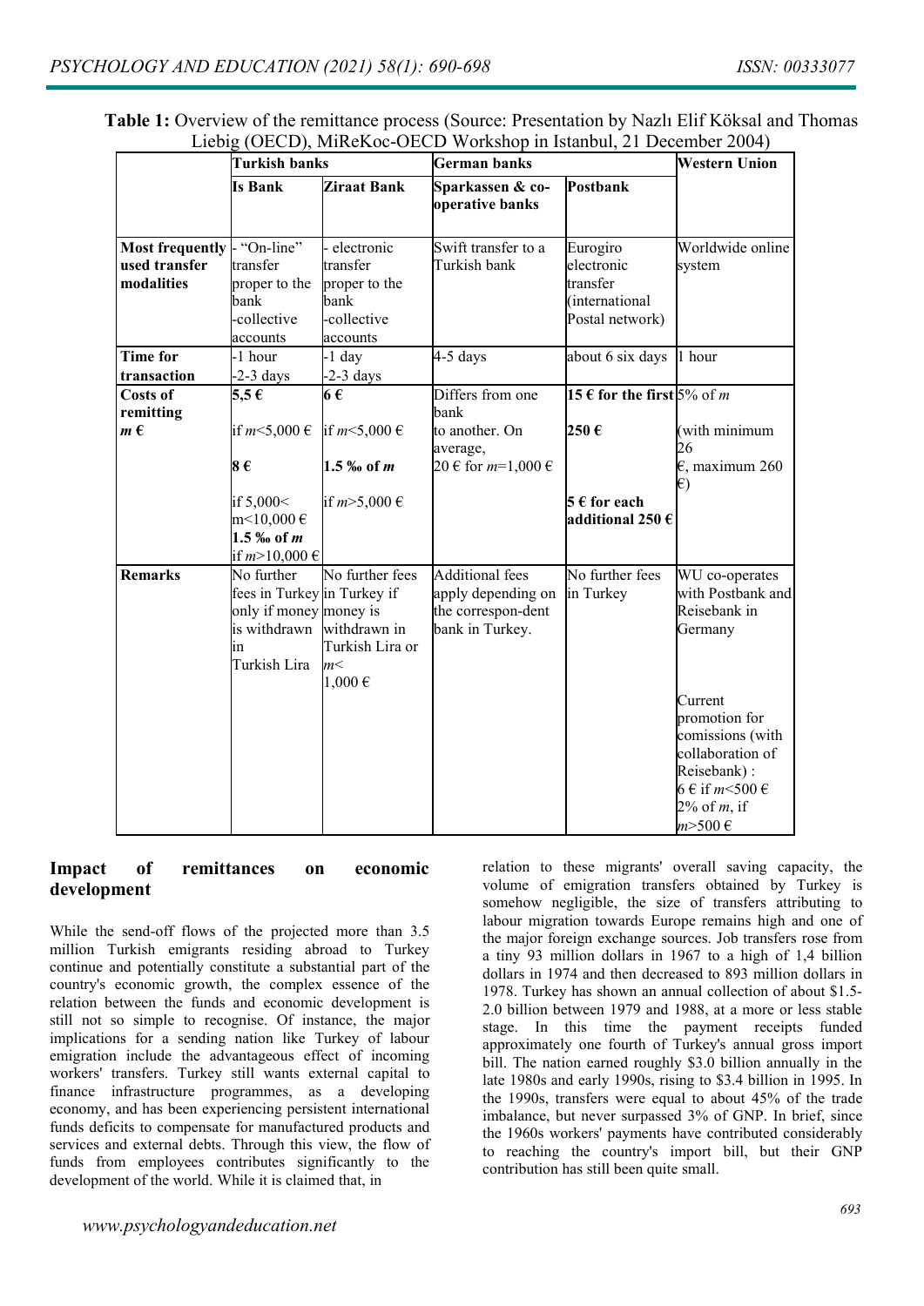**Table 1:** Overview of the remittance process (Source: Presentation by Nazlı Elif Köksal and Thomas Liebig (OECD), MiReKoc-OECD Workshop in Istanbul, 21 December 2004)

| | Turkish banks | | German banks | | Western Union |
|---|---|---|---|---|---|
| | **Is Bank** | **Ziraat Bank** | **Sparkassen & co-operative banks** | **Postbank** | |
| **Most frequently used transfer modalities** | - "On-line" transfer proper to the bank -collective accounts | - electronic transfer proper to the bank -collective accounts | Swift transfer to a Turkish bank | Eurogiro electronic transfer (international Postal network) | Worldwide online system |
| **Time for transaction** | -1 hour -2-3 days | -1 day -2-3 days | 4-5 days | about 6 six days | 1 hour |
| **Costs of remitting $m$ €** | **5,5 €** if $m$<5,000 € **8 €** if 5,000< m<10,000 € **1.5 ‰ of $m$** if $m$>10,000 € | **6 €** if $m$<5,000 € **1.5 ‰ of $m$** if $m$>5,000 € | Differs from one bank to another. On average, 20 € for $m$=1,000 € | **15 € for the first 250 €** **5 € for each additional 250 €** | 5% of $m$ (with minimum 26 €, maximum 260 €) |
| **Remarks** | No further fees in Turkey only if money is withdrawn in Turkish Lira | No further fees in Turkey if money is withdrawn in Turkish Lira or $m$< 1,000 € | Additional fees apply depending on the correspon-dent bank in Turkey. | No further fees in Turkey | WU co-operates with Postbank and Reisebank in Germany. Current promotion for comissions (with collaboration of Reisebank) : 6 € if $m$<500 € 2% of $m$, if $m$>500 € |

## Impact of remittances on economic development

While the send-off flows of the projected more than 3.5 million Turkish emigrants residing abroad to Turkey continue and potentially constitute a substantial part of the country's economic growth, the complex essence of the relation between the funds and economic development is still not so simple to recognise. Of instance, the major implications for a sending nation like Turkey of labour emigration include the advantageous effect of incoming workers' transfers. Turkey still wants external capital to finance infrastructure programmes, as a developing economy, and has been experiencing persistent international funds deficits to compensate for manufactured products and services and external debts. Through this view, the flow of funds from employees contributes significantly to the development of the world. While it is claimed that, in relation to these migrants' overall saving capacity, the volume of emigration transfers obtained by Turkey is somehow negligible, the size of transfers attributing to labour migration towards Europe remains high and one of the major foreign exchange sources. Job transfers rose from a tiny 93 million dollars in 1967 to a high of 1,4 billion dollars in 1974 and then decreased to 893 million dollars in 1978. Turkey has shown an annual collection of about $1.5-2.0 billion between 1979 and 1988, at a more or less stable stage. In this time the payment receipts funded approximately one fourth of Turkey's annual gross import bill. The nation earned roughly $3.0 billion annually in the late 1980s and early 1990s, rising to $3.4 billion in 1995. In the 1990s, transfers were equal to about 45% of the trade imbalance, but never surpassed 3% of GNP. In brief, since the 1960s workers' payments have contributed considerably to reaching the country's import bill, but their GNP contribution has still been quite small.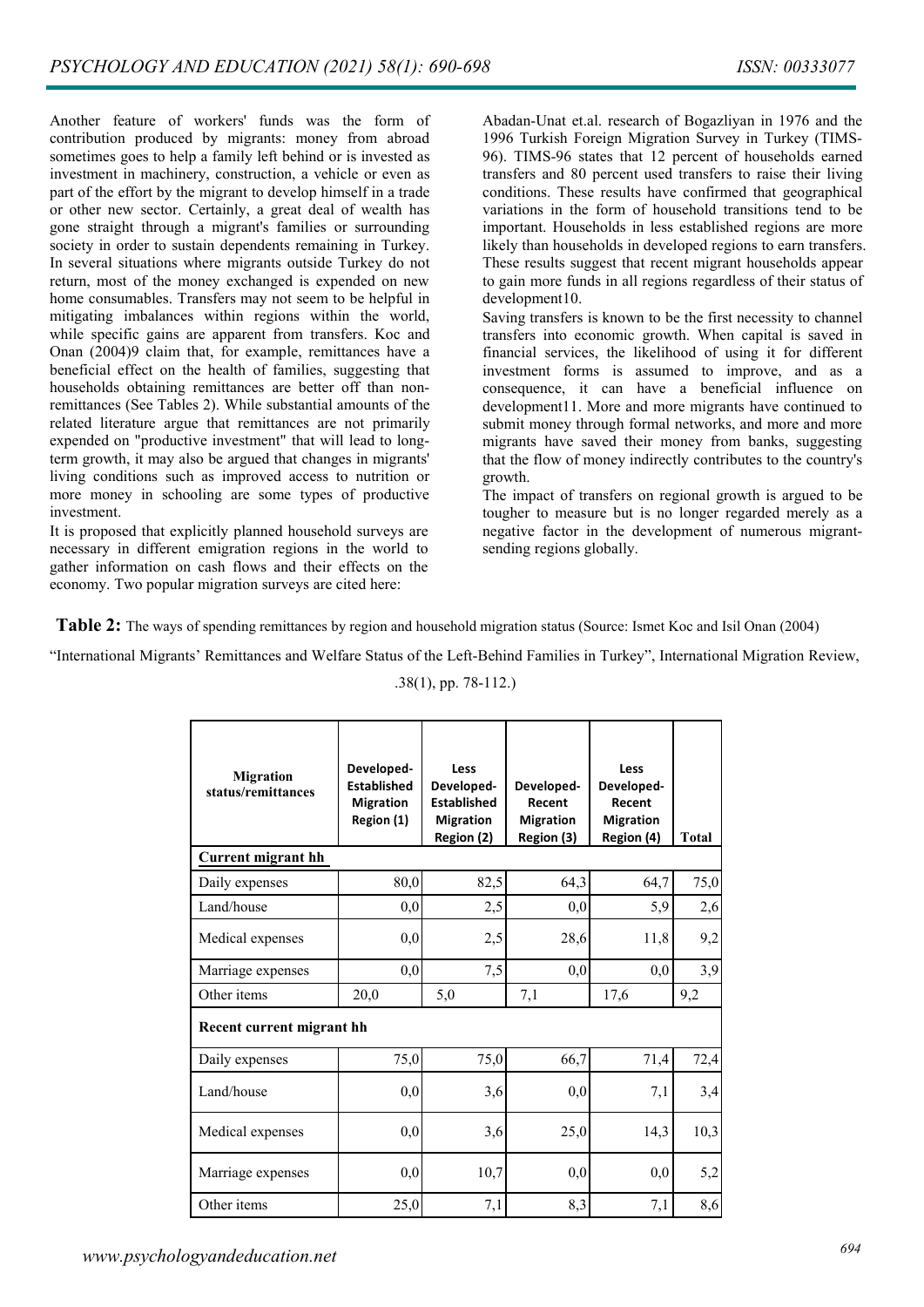Another feature of workers' funds was the form of contribution produced by migrants: money from abroad sometimes goes to help a family left behind or is invested as investment in machinery, construction, a vehicle or even as part of the effort by the migrant to develop himself in a trade or other new sector. Certainly, a great deal of wealth has gone straight through a migrant's families or surrounding society in order to sustain dependents remaining in Turkey. In several situations where migrants outside Turkey do not return, most of the money exchanged is expended on new home consumables. Transfers may not seem to be helpful in mitigating imbalances within regions within the world, while specific gains are apparent from transfers. Koc and Onan (2004)9 claim that, for example, remittances have a beneficial effect on the health of families, suggesting that households obtaining remittances are better off than non-remittances (See Tables 2). While substantial amounts of the related literature argue that remittances are not primarily expended on "productive investment" that will lead to long-term growth, it may also be argued that changes in migrants' living conditions such as improved access to nutrition or more money in schooling are some types of productive investment.

It is proposed that explicitly planned household surveys are necessary in different emigration regions in the world to gather information on cash flows and their effects on the economy. Two popular migration surveys are cited here:

Abadan-Unat et.al. research of Bogazliyan in 1976 and the 1996 Turkish Foreign Migration Survey in Turkey (TIMS-96). TIMS-96 states that 12 percent of households earned transfers and 80 percent used transfers to raise their living conditions. These results have confirmed that geographical variations in the form of household transitions tend to be important. Households in less established regions are more likely than households in developed regions to earn transfers. These results suggest that recent migrant households appear to gain more funds in all regions regardless of their status of development10.

Saving transfers is known to be the first necessity to channel transfers into economic growth. When capital is saved in financial services, the likelihood of using it for different investment forms is assumed to improve, and as a consequence, it can have a beneficial influence on development11. More and more migrants have continued to submit money through formal networks, and more and more migrants have saved their money from banks, suggesting that the flow of money indirectly contributes to the country's growth.

The impact of transfers on regional growth is argued to be tougher to measure but is no longer regarded merely as a negative factor in the development of numerous migrant-sending regions globally.

**Table 2:** The ways of spending remittances by region and household migration status (Source: Ismet Koc and Isil Onan (2004) "International Migrants' Remittances and Welfare Status of the Left-Behind Families in Turkey", International Migration Review, .38(1), pp. 78-112.)

| Migration status/remittances | Developed-Established Migration Region (1) | Less Developed-Established Migration Region (2) | Developed-Recent Migration Region (3) | Less Developed-Recent Migration Region (4) | Total |
|---|---|---|---|---|---|
| **Current migrant hh** | | | | | |
| Daily expenses | 80,0 | 82,5 | 64,3 | 64,7 | 75,0 |
| Land/house | 0,0 | 2,5 | 0,0 | 5,9 | 2,6 |
| Medical expenses | 0,0 | 2,5 | 28,6 | 11,8 | 9,2 |
| Marriage expenses | 0,0 | 7,5 | 0,0 | 0,0 | 3,9 |
| Other items | 20,0 | 5,0 | 7,1 | 17,6 | 9,2 |
| **Recent current migrant hh** | | | | | |
| Daily expenses | 75,0 | 75,0 | 66,7 | 71,4 | 72,4 |
| Land/house | 0,0 | 3,6 | 0,0 | 7,1 | 3,4 |
| Medical expenses | 0,0 | 3,6 | 25,0 | 14,3 | 10,3 |
| Marriage expenses | 0,0 | 10,7 | 0,0 | 0,0 | 5,2 |
| Other items | 25,0 | 7,1 | 8,3 | 7,1 | 8,6 |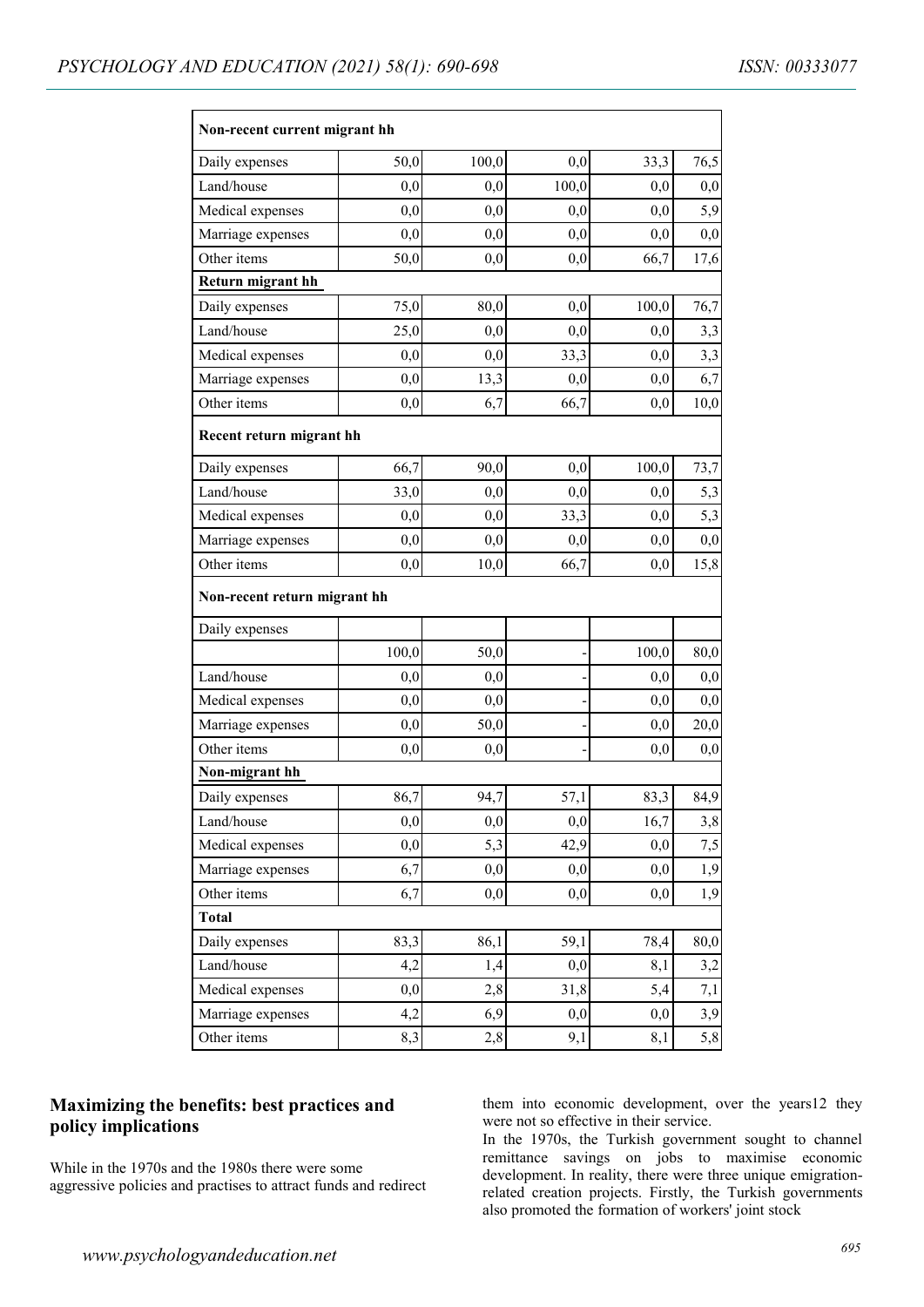| Non-recent current migrant hh | | | | | |
|---|---|---|---|---|---|
| Daily expenses | 50,0 | 100,0 | 0,0 | 33,3 | 76,5 |
| Land/house | 0,0 | 0,0 | 100,0 | 0,0 | 0,0 |
| Medical expenses | 0,0 | 0,0 | 0,0 | 0,0 | 5,9 |
| Marriage expenses | 0,0 | 0,0 | 0,0 | 0,0 | 0,0 |
| Other items | 50,0 | 0,0 | 0,0 | 66,7 | 17,6 |
| **Return migrant hh** | | | | | |
| Daily expenses | 75,0 | 80,0 | 0,0 | 100,0 | 76,7 |
| Land/house | 25,0 | 0,0 | 0,0 | 0,0 | 3,3 |
| Medical expenses | 0,0 | 0,0 | 33,3 | 0,0 | 3,3 |
| Marriage expenses | 0,0 | 13,3 | 0,0 | 0,0 | 6,7 |
| Other items | 0,0 | 6,7 | 66,7 | 0,0 | 10,0 |
| **Recent return migrant hh** | | | | | |
| Daily expenses | 66,7 | 90,0 | 0,0 | 100,0 | 73,7 |
| Land/house | 33,0 | 0,0 | 0,0 | 0,0 | 5,3 |
| Medical expenses | 0,0 | 0,0 | 33,3 | 0,0 | 5,3 |
| Marriage expenses | 0,0 | 0,0 | 0,0 | 0,0 | 0,0 |
| Other items | 0,0 | 10,0 | 66,7 | 0,0 | 15,8 |
| **Non-recent return migrant hh** | | | | | |
| Daily expenses | | | | | |
| | 100,0 | 50,0 | - | 100,0 | 80,0 |
| Land/house | 0,0 | 0,0 | - | 0,0 | 0,0 |
| Medical expenses | 0,0 | 0,0 | - | 0,0 | 0,0 |
| Marriage expenses | 0,0 | 50,0 | - | 0,0 | 20,0 |
| Other items | 0,0 | 0,0 | - | 0,0 | 0,0 |
| **Non-migrant hh** | | | | | |
| Daily expenses | 86,7 | 94,7 | 57,1 | 83,3 | 84,9 |
| Land/house | 0,0 | 0,0 | 0,0 | 16,7 | 3,8 |
| Medical expenses | 0,0 | 5,3 | 42,9 | 0,0 | 7,5 |
| Marriage expenses | 6,7 | 0,0 | 0,0 | 0,0 | 1,9 |
| Other items | 6,7 | 0,0 | 0,0 | 0,0 | 1,9 |
| **Total** | | | | | |
| Daily expenses | 83,3 | 86,1 | 59,1 | 78,4 | 80,0 |
| Land/house | 4,2 | 1,4 | 0,0 | 8,1 | 3,2 |
| Medical expenses | 0,0 | 2,8 | 31,8 | 5,4 | 7,1 |
| Marriage expenses | 4,2 | 6,9 | 0,0 | 0,0 | 3,9 |
| Other items | 8,3 | 2,8 | 9,1 | 8,1 | 5,8 |

## Maximizing the benefits: best practices and policy implications

While in the 1970s and the 1980s there were some aggressive policies and practises to attract funds and redirect them into economic development, over the years12 they were not so effective in their service.

In the 1970s, the Turkish government sought to channel remittance savings on jobs to maximise economic development. In reality, there were three unique emigration-related creation projects. Firstly, the Turkish governments also promoted the formation of workers' joint stock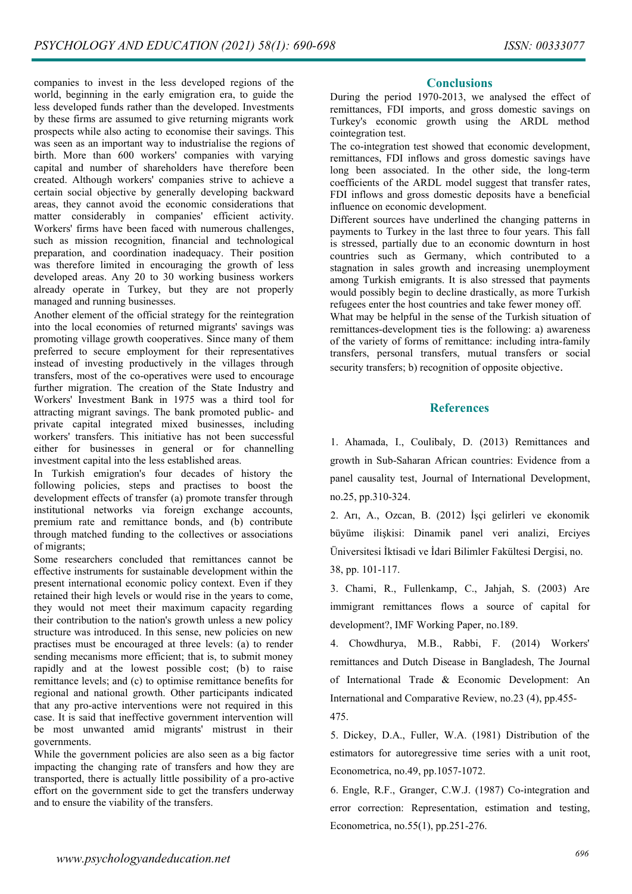companies to invest in the less developed regions of the world, beginning in the early emigration era, to guide the less developed funds rather than the developed. Investments by these firms are assumed to give returning migrants work prospects while also acting to economise their savings. This was seen as an important way to industrialise the regions of birth. More than 600 workers' companies with varying capital and number of shareholders have therefore been created. Although workers' companies strive to achieve a certain social objective by generally developing backward areas, they cannot avoid the economic considerations that matter considerably in companies' efficient activity. Workers' firms have been faced with numerous challenges, such as mission recognition, financial and technological preparation, and coordination inadequacy. Their position was therefore limited in encouraging the growth of less developed areas. Any 20 to 30 working business workers already operate in Turkey, but they are not properly managed and running businesses.

Another element of the official strategy for the reintegration into the local economies of returned migrants' savings was promoting village growth cooperatives. Since many of them preferred to secure employment for their representatives instead of investing productively in the villages through transfers, most of the co-operatives were used to encourage further migration. The creation of the State Industry and Workers' Investment Bank in 1975 was a third tool for attracting migrant savings. The bank promoted public- and private capital integrated mixed businesses, including workers' transfers. This initiative has not been successful either for businesses in general or for channelling investment capital into the less established areas.

In Turkish emigration's four decades of history the following policies, steps and practises to boost the development effects of transfer (a) promote transfer through institutional networks via foreign exchange accounts, premium rate and remittance bonds, and (b) contribute through matched funding to the collectives or associations of migrants;

Some researchers concluded that remittances cannot be effective instruments for sustainable development within the present international economic policy context. Even if they retained their high levels or would rise in the years to come, they would not meet their maximum capacity regarding their contribution to the nation's growth unless a new policy structure was introduced. In this sense, new policies on new practises must be encouraged at three levels: (a) to render sending mecanisms more efficient; that is, to submit money rapidly and at the lowest possible cost; (b) to raise remittance levels; and (c) to optimise remittance benefits for regional and national growth. Other participants indicated that any pro-active interventions were not required in this case. It is said that ineffective government intervention will be most unwanted amid migrants' mistrust in their governments.

While the government policies are also seen as a big factor impacting the changing rate of transfers and how they are transported, there is actually little possibility of a pro-active effort on the government side to get the transfers underway and to ensure the viability of the transfers.

## Conclusions

During the period 1970-2013, we analysed the effect of remittances, FDI imports, and gross domestic savings on Turkey's economic growth using the ARDL method cointegration test.

The co-integration test showed that economic development, remittances, FDI inflows and gross domestic savings have long been associated. In the other side, the long-term coefficients of the ARDL model suggest that transfer rates, FDI inflows and gross domestic deposits have a beneficial influence on economic development.

Different sources have underlined the changing patterns in payments to Turkey in the last three to four years. This fall is stressed, partially due to an economic downturn in host countries such as Germany, which contributed to a stagnation in sales growth and increasing unemployment among Turkish emigrants. It is also stressed that payments would possibly begin to decline drastically, as more Turkish refugees enter the host countries and take fewer money off.

What may be helpful in the sense of the Turkish situation of remittances-development ties is the following: a) awareness of the variety of forms of remittance: including intra-family transfers, personal transfers, mutual transfers or social security transfers; b) recognition of opposite objective.

## References

1. Ahamada, I., Coulibaly, D. (2013) Remittances and growth in Sub-Saharan African countries: Evidence from a panel causality test, Journal of International Development, no.25, pp.310-324.

2. Arı, A., Ozcan, B. (2012) İşçi gelirleri ve ekonomik büyüme ilişkisi: Dinamik panel veri analizi, Erciyes Üniversitesi İktisadi ve İdari Bilimler Fakültesi Dergisi, no. 38, pp. 101-117.

3. Chami, R., Fullenkamp, C., Jahjah, S. (2003) Are immigrant remittances flows a source of capital for development?, IMF Working Paper, no.189.

4. Chowdhurya, M.B., Rabbi, F. (2014) Workers' remittances and Dutch Disease in Bangladesh, The Journal of International Trade & Economic Development: An International and Comparative Review, no.23 (4), pp.455-475.

5. Dickey, D.A., Fuller, W.A. (1981) Distribution of the estimators for autoregressive time series with a unit root, Econometrica, no.49, pp.1057-1072.

6. Engle, R.F., Granger, C.W.J. (1987) Co-integration and error correction: Representation, estimation and testing, Econometrica, no.55(1), pp.251-276.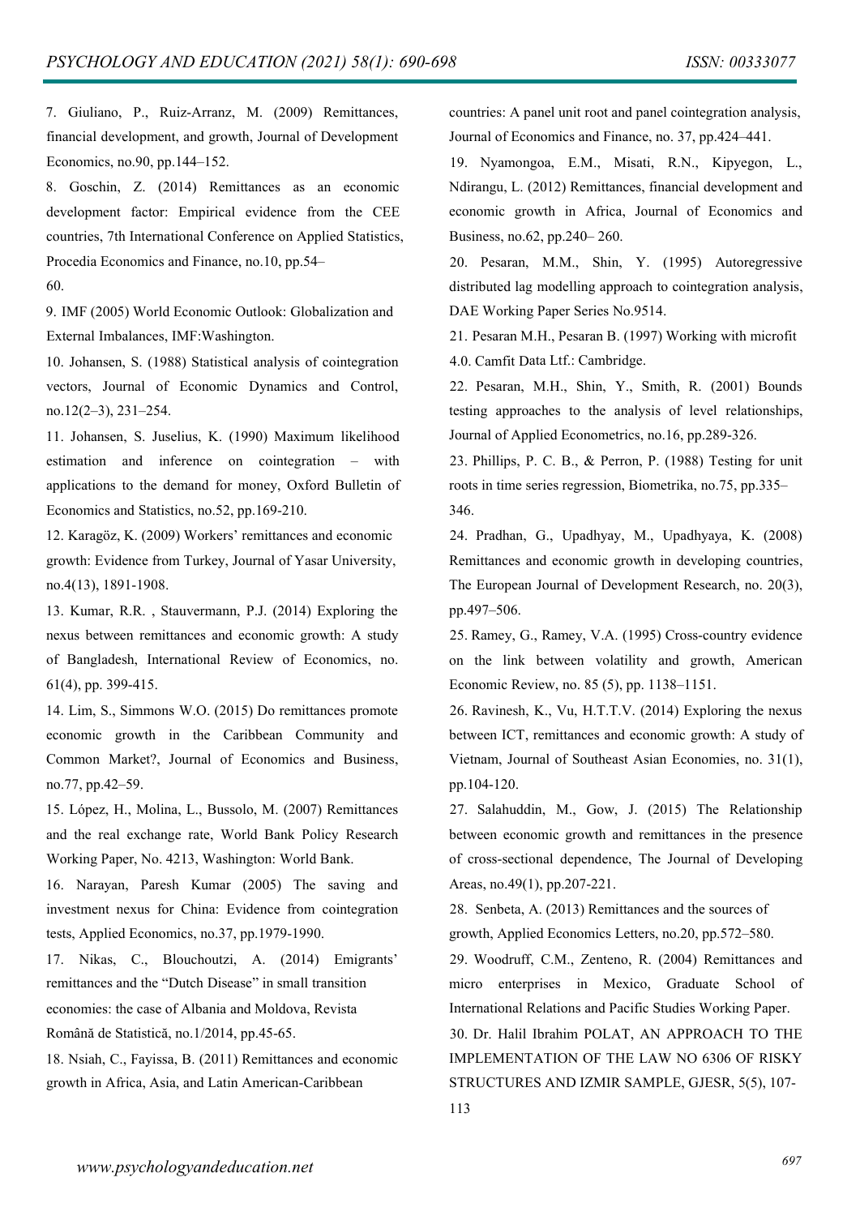7. Giuliano, P., Ruiz-Arranz, M. (2009) Remittances, financial development, and growth, Journal of Development Economics, no.90, pp.144–152.

8. Goschin, Z. (2014) Remittances as an economic development factor: Empirical evidence from the CEE countries, 7th International Conference on Applied Statistics, Procedia Economics and Finance, no.10, pp.54–60.

9. IMF (2005) World Economic Outlook: Globalization and External Imbalances, IMF:Washington.

10. Johansen, S. (1988) Statistical analysis of cointegration vectors, Journal of Economic Dynamics and Control, no.12(2–3), 231–254.

11. Johansen, S. Juselius, K. (1990) Maximum likelihood estimation and inference on cointegration – with applications to the demand for money, Oxford Bulletin of Economics and Statistics, no.52, pp.169-210.

12. Karagöz, K. (2009) Workers' remittances and economic growth: Evidence from Turkey, Journal of Yasar University, no.4(13), 1891-1908.

13. Kumar, R.R. , Stauvermann, P.J. (2014) Exploring the nexus between remittances and economic growth: A study of Bangladesh, International Review of Economics, no. 61(4), pp. 399-415.

14. Lim, S., Simmons W.O. (2015) Do remittances promote economic growth in the Caribbean Community and Common Market?, Journal of Economics and Business, no.77, pp.42–59.

15. López, H., Molina, L., Bussolo, M. (2007) Remittances and the real exchange rate, World Bank Policy Research Working Paper, No. 4213, Washington: World Bank.

16. Narayan, Paresh Kumar (2005) The saving and investment nexus for China: Evidence from cointegration tests, Applied Economics, no.37, pp.1979-1990.

17. Nikas, C., Blouchoutzi, A. (2014) Emigrants' remittances and the "Dutch Disease" in small transition economies: the case of Albania and Moldova, Revista Română de Statistică, no.1/2014, pp.45-65.

18. Nsiah, C., Fayissa, B. (2011) Remittances and economic growth in Africa, Asia, and Latin American-Caribbean countries: A panel unit root and panel cointegration analysis, Journal of Economics and Finance, no. 37, pp.424–441.

19. Nyamongoa, E.M., Misati, R.N., Kipyegon, L., Ndirangu, L. (2012) Remittances, financial development and economic growth in Africa, Journal of Economics and Business, no.62, pp.240– 260.

20. Pesaran, M.M., Shin, Y. (1995) Autoregressive distributed lag modelling approach to cointegration analysis, DAE Working Paper Series No.9514.

21. Pesaran M.H., Pesaran B. (1997) Working with microfit 4.0. Camfit Data Ltf.: Cambridge.

22. Pesaran, M.H., Shin, Y., Smith, R. (2001) Bounds testing approaches to the analysis of level relationships, Journal of Applied Econometrics, no.16, pp.289-326.

23. Phillips, P. C. B., & Perron, P. (1988) Testing for unit roots in time series regression, Biometrika, no.75, pp.335–346.

24. Pradhan, G., Upadhyay, M., Upadhyaya, K. (2008) Remittances and economic growth in developing countries, The European Journal of Development Research, no. 20(3), pp.497–506.

25. Ramey, G., Ramey, V.A. (1995) Cross-country evidence on the link between volatility and growth, American Economic Review, no. 85 (5), pp. 1138–1151.

26. Ravinesh, K., Vu, H.T.T.V. (2014) Exploring the nexus between ICT, remittances and economic growth: A study of Vietnam, Journal of Southeast Asian Economies, no. 31(1), pp.104-120.

27. Salahuddin, M., Gow, J. (2015) The Relationship between economic growth and remittances in the presence of cross-sectional dependence, The Journal of Developing Areas, no.49(1), pp.207-221.

28. Senbeta, A. (2013) Remittances and the sources of growth, Applied Economics Letters, no.20, pp.572–580.

29. Woodruff, C.M., Zenteno, R. (2004) Remittances and micro enterprises in Mexico, Graduate School of International Relations and Pacific Studies Working Paper.

30. Dr. Halil Ibrahim POLAT, AN APPROACH TO THE IMPLEMENTATION OF THE LAW NO 6306 OF RISKY STRUCTURES AND IZMIR SAMPLE, GJESR, 5(5), 107-113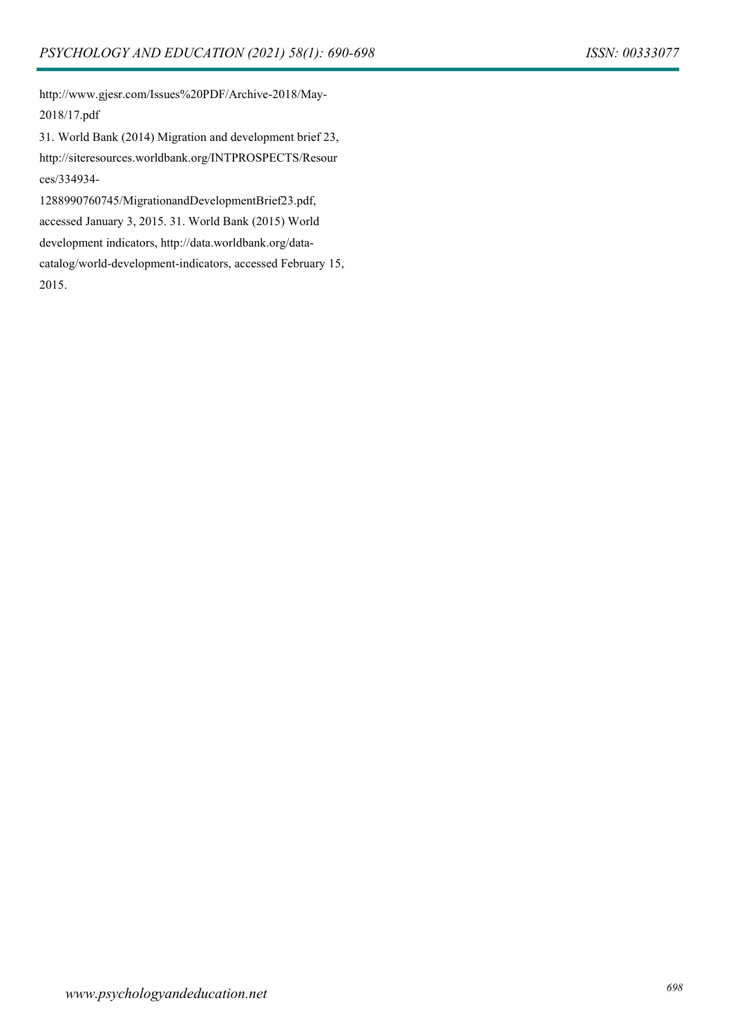http://www.gjesr.com/Issues%20PDF/Archive-2018/May-2018/17.pdf

31. World Bank (2014) Migration and development brief 23, http://siteresources.worldbank.org/INTPROSPECTS/Resources/334934-1288990760745/MigrationandDevelopmentBrief23.pdf, accessed January 3, 2015. 31. World Bank (2015) World development indicators, http://data.worldbank.org/data-catalog/world-development-indicators, accessed February 15, 2015.